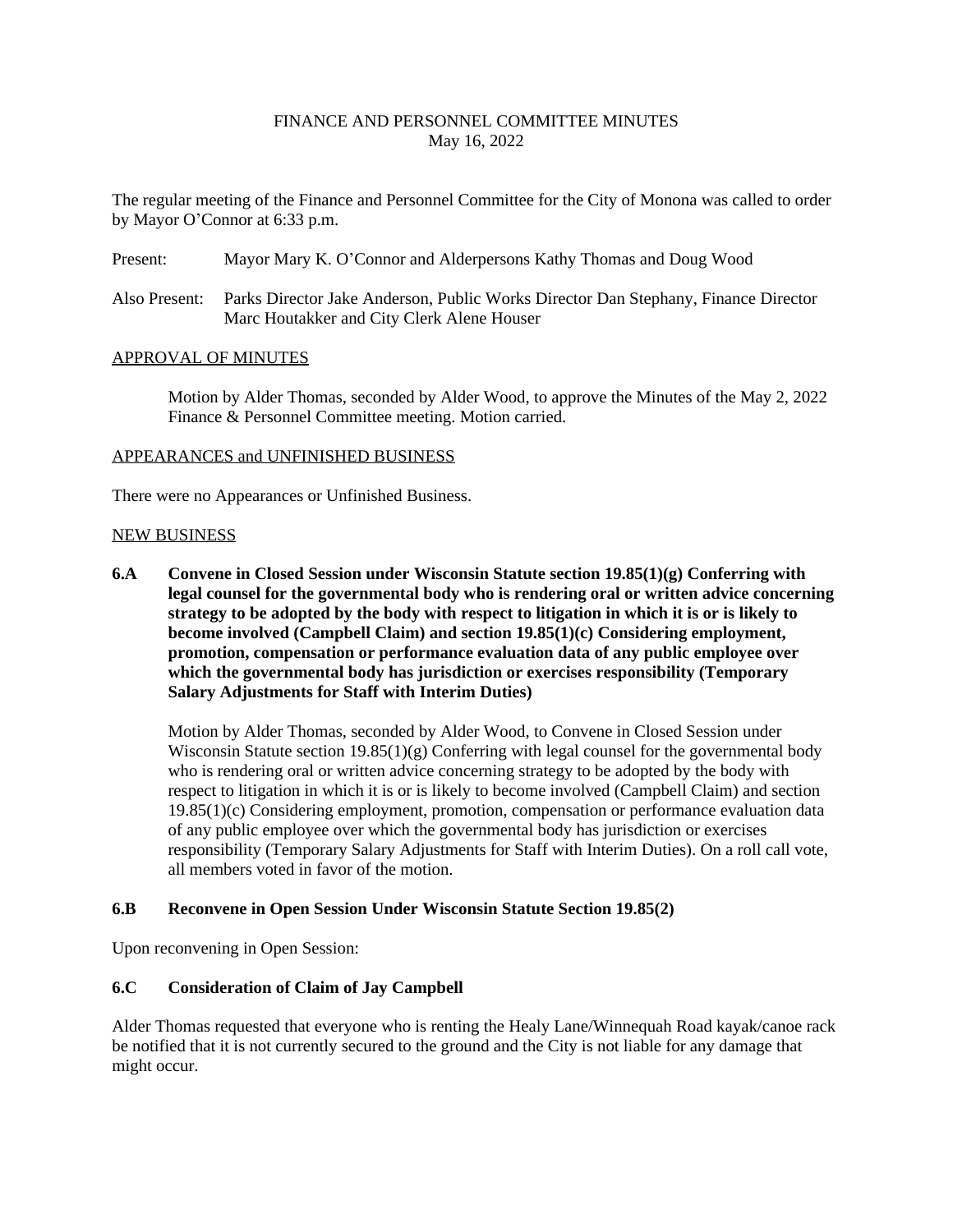# FINANCE AND PERSONNEL COMMITTEE MINUTES
May 16, 2022

The regular meeting of the Finance and Personnel Committee for the City of Monona was called to order by Mayor O'Connor at 6:33 p.m.

Present: Mayor Mary K. O'Connor and Alderpersons Kathy Thomas and Doug Wood

Also Present: Parks Director Jake Anderson, Public Works Director Dan Stephany, Finance Director Marc Houtakker and City Clerk Alene Houser

## APPROVAL OF MINUTES

Motion by Alder Thomas, seconded by Alder Wood, to approve the Minutes of the May 2, 2022 Finance & Personnel Committee meeting. Motion carried.

## APPEARANCES and UNFINISHED BUSINESS

There were no Appearances or Unfinished Business.

## NEW BUSINESS

**6.A Convene in Closed Session under Wisconsin Statute section 19.85(1)(g) Conferring with legal counsel for the governmental body who is rendering oral or written advice concerning strategy to be adopted by the body with respect to litigation in which it is or is likely to become involved (Campbell Claim) and section 19.85(1)(c) Considering employment, promotion, compensation or performance evaluation data of any public employee over which the governmental body has jurisdiction or exercises responsibility (Temporary Salary Adjustments for Staff with Interim Duties)**

Motion by Alder Thomas, seconded by Alder Wood, to Convene in Closed Session under Wisconsin Statute section 19.85(1)(g) Conferring with legal counsel for the governmental body who is rendering oral or written advice concerning strategy to be adopted by the body with respect to litigation in which it is or is likely to become involved (Campbell Claim) and section 19.85(1)(c) Considering employment, promotion, compensation or performance evaluation data of any public employee over which the governmental body has jurisdiction or exercises responsibility (Temporary Salary Adjustments for Staff with Interim Duties). On a roll call vote, all members voted in favor of the motion.

**6.B Reconvene in Open Session Under Wisconsin Statute Section 19.85(2)**

Upon reconvening in Open Session:

**6.C Consideration of Claim of Jay Campbell**

Alder Thomas requested that everyone who is renting the Healy Lane/Winnequah Road kayak/canoe rack be notified that it is not currently secured to the ground and the City is not liable for any damage that might occur.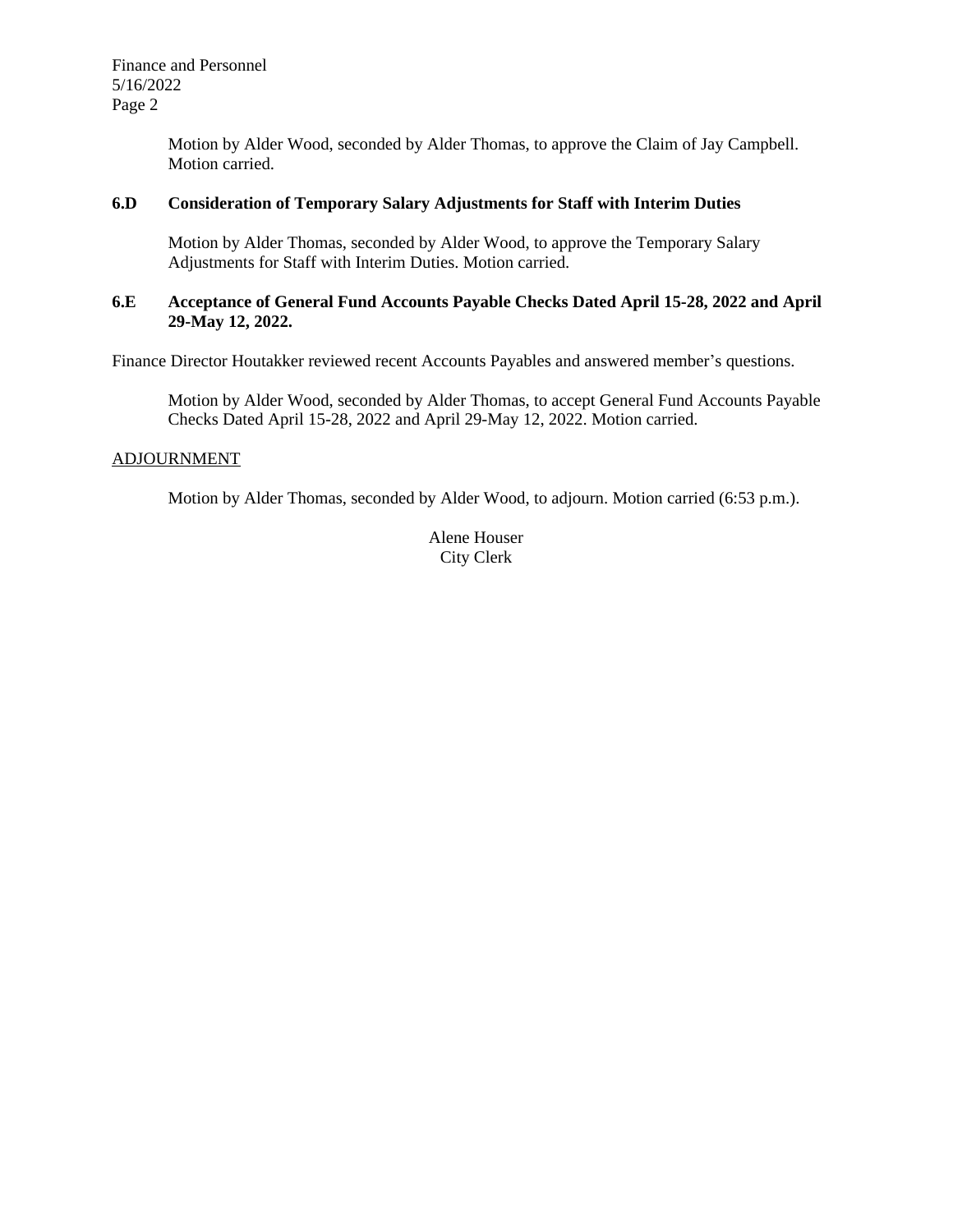Motion by Alder Wood, seconded by Alder Thomas, to approve the Claim of Jay Campbell. Motion carried.

**6.D Consideration of Temporary Salary Adjustments for Staff with Interim Duties**

Motion by Alder Thomas, seconded by Alder Wood, to approve the Temporary Salary Adjustments for Staff with Interim Duties. Motion carried.

**6.E Acceptance of General Fund Accounts Payable Checks Dated April 15-28, 2022 and April 29-May 12, 2022.**

Finance Director Houtakker reviewed recent Accounts Payables and answered member's questions.

Motion by Alder Wood, seconded by Alder Thomas, to accept General Fund Accounts Payable Checks Dated April 15-28, 2022 and April 29-May 12, 2022. Motion carried.

ADJOURNMENT

Motion by Alder Thomas, seconded by Alder Wood, to adjourn. Motion carried (6:53 p.m.).

Alene Houser
City Clerk